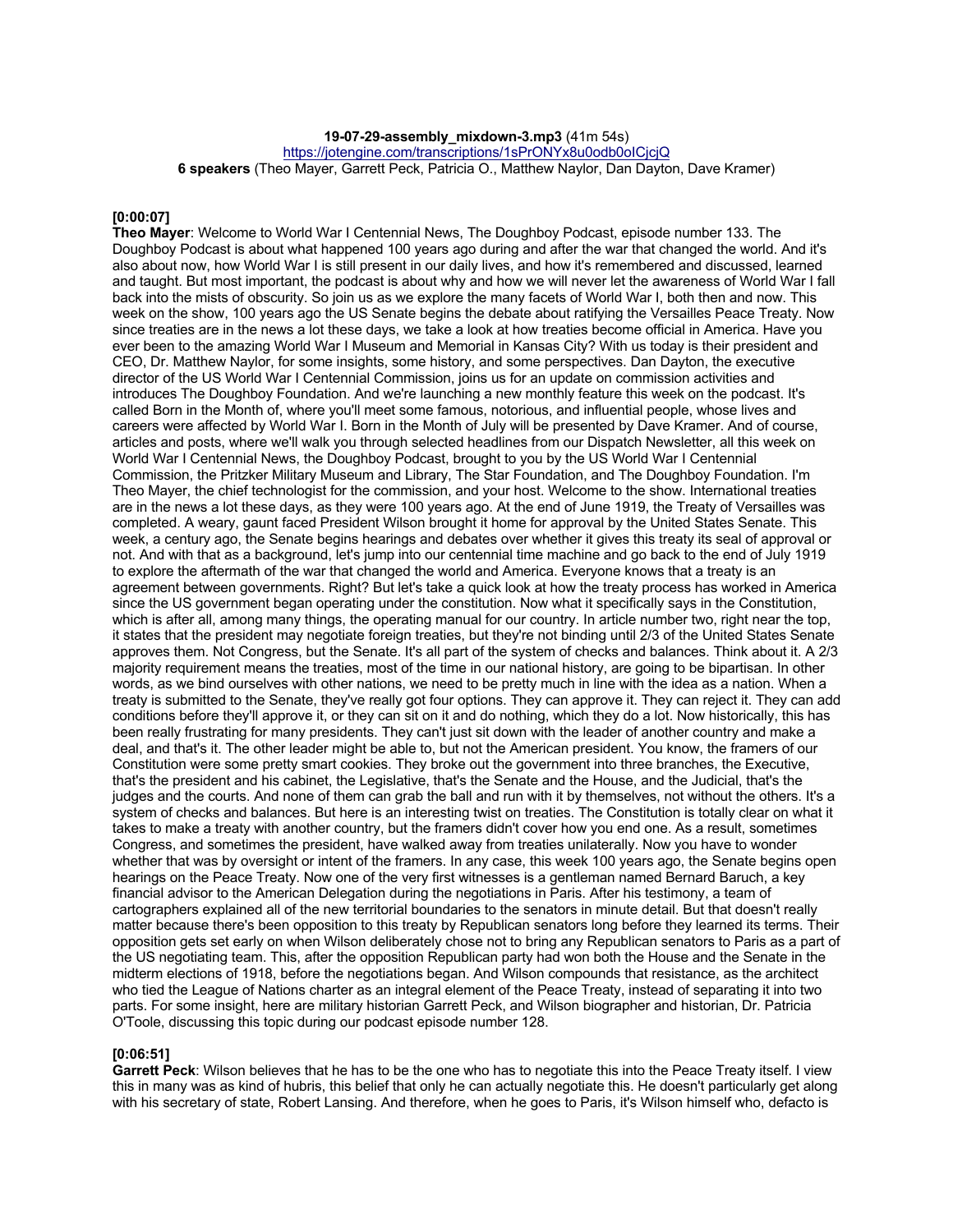**19-07-29-assembly_mixdown-3.mp3** (41m 54s)
https://jotengine.com/transcriptions/1sPrONYx8u0odb0oICjcjQ
**6 speakers** (Theo Mayer, Garrett Peck, Patricia O., Matthew Naylor, Dan Dayton, Dave Kramer)

**[0:00:07]**
**Theo Mayer**: Welcome to World War I Centennial News, The Doughboy Podcast, episode number 133. The Doughboy Podcast is about what happened 100 years ago during and after the war that changed the world. And it's also about now, how World War I is still present in our daily lives, and how it's remembered and discussed, learned and taught. But most important, the podcast is about why and how we will never let the awareness of World War I fall back into the mists of obscurity. So join us as we explore the many facets of World War I, both then and now. This week on the show, 100 years ago the US Senate begins the debate about ratifying the Versailles Peace Treaty. Now since treaties are in the news a lot these days, we take a look at how treaties become official in America. Have you ever been to the amazing World War I Museum and Memorial in Kansas City? With us today is their president and CEO, Dr. Matthew Naylor, for some insights, some history, and some perspectives. Dan Dayton, the executive director of the US World War I Centennial Commission, joins us for an update on commission activities and introduces The Doughboy Foundation. And we're launching a new monthly feature this week on the podcast. It's called Born in the Month of, where you'll meet some famous, notorious, and influential people, whose lives and careers were affected by World War I. Born in the Month of July will be presented by Dave Kramer. And of course, articles and posts, where we'll walk you through selected headlines from our Dispatch Newsletter, all this week on World War I Centennial News, the Doughboy Podcast, brought to you by the US World War I Centennial Commission, the Pritzker Military Museum and Library, The Star Foundation, and The Doughboy Foundation. I'm Theo Mayer, the chief technologist for the commission, and your host. Welcome to the show. International treaties are in the news a lot these days, as they were 100 years ago. At the end of June 1919, the Treaty of Versailles was completed. A weary, gaunt faced President Wilson brought it home for approval by the United States Senate. This week, a century ago, the Senate begins hearings and debates over whether it gives this treaty its seal of approval or not. And with that as a background, let's jump into our centennial time machine and go back to the end of July 1919 to explore the aftermath of the war that changed the world and America. Everyone knows that a treaty is an agreement between governments. Right? But let's take a quick look at how the treaty process has worked in America since the US government began operating under the constitution. Now what it specifically says in the Constitution, which is after all, among many things, the operating manual for our country. In article number two, right near the top, it states that the president may negotiate foreign treaties, but they're not binding until 2/3 of the United States Senate approves them. Not Congress, but the Senate. It's all part of the system of checks and balances. Think about it. A 2/3 majority requirement means the treaties, most of the time in our national history, are going to be bipartisan. In other words, as we bind ourselves with other nations, we need to be pretty much in line with the idea as a nation. When a treaty is submitted to the Senate, they've really got four options. They can approve it. They can reject it. They can add conditions before they'll approve it, or they can sit on it and do nothing, which they do a lot. Now historically, this has been really frustrating for many presidents. They can't just sit down with the leader of another country and make a deal, and that's it. The other leader might be able to, but not the American president. You know, the framers of our Constitution were some pretty smart cookies. They broke out the government into three branches, the Executive, that's the president and his cabinet, the Legislative, that's the Senate and the House, and the Judicial, that's the judges and the courts. And none of them can grab the ball and run with it by themselves, not without the others. It's a system of checks and balances. But here is an interesting twist on treaties. The Constitution is totally clear on what it takes to make a treaty with another country, but the framers didn't cover how you end one. As a result, sometimes Congress, and sometimes the president, have walked away from treaties unilaterally. Now you have to wonder whether that was by oversight or intent of the framers. In any case, this week 100 years ago, the Senate begins open hearings on the Peace Treaty. Now one of the very first witnesses is a gentleman named Bernard Baruch, a key financial advisor to the American Delegation during the negotiations in Paris. After his testimony, a team of cartographers explained all of the new territorial boundaries to the senators in minute detail. But that doesn't really matter because there's been opposition to this treaty by Republican senators long before they learned its terms. Their opposition gets set early on when Wilson deliberately chose not to bring any Republican senators to Paris as a part of the US negotiating team. This, after the opposition Republican party had won both the House and the Senate in the midterm elections of 1918, before the negotiations began. And Wilson compounds that resistance, as the architect who tied the League of Nations charter as an integral element of the Peace Treaty, instead of separating it into two parts. For some insight, here are military historian Garrett Peck, and Wilson biographer and historian, Dr. Patricia O'Toole, discussing this topic during our podcast episode number 128.

**[0:06:51]**
**Garrett Peck**: Wilson believes that he has to be the one who has to negotiate this into the Peace Treaty itself. I view this in many was as kind of hubris, this belief that only he can actually negotiate this. He doesn't particularly get along with his secretary of state, Robert Lansing. And therefore, when he goes to Paris, it's Wilson himself who, defacto is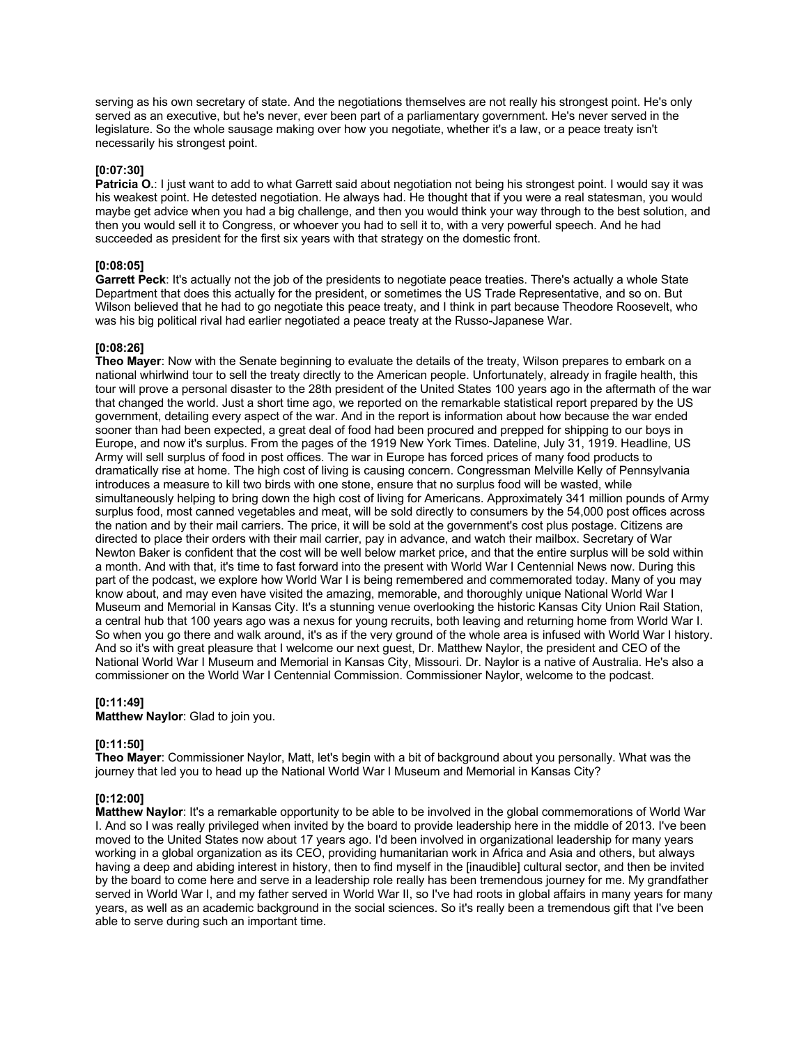serving as his own secretary of state. And the negotiations themselves are not really his strongest point. He's only served as an executive, but he's never, ever been part of a parliamentary government. He's never served in the legislature. So the whole sausage making over how you negotiate, whether it's a law, or a peace treaty isn't necessarily his strongest point.

**[0:07:30]**
**Patricia O.**: I just want to add to what Garrett said about negotiation not being his strongest point. I would say it was his weakest point. He detested negotiation. He always had. He thought that if you were a real statesman, you would maybe get advice when you had a big challenge, and then you would think your way through to the best solution, and then you would sell it to Congress, or whoever you had to sell it to, with a very powerful speech. And he had succeeded as president for the first six years with that strategy on the domestic front.

**[0:08:05]**
**Garrett Peck**: It's actually not the job of the presidents to negotiate peace treaties. There's actually a whole State Department that does this actually for the president, or sometimes the US Trade Representative, and so on. But Wilson believed that he had to go negotiate this peace treaty, and I think in part because Theodore Roosevelt, who was his big political rival had earlier negotiated a peace treaty at the Russo-Japanese War.

**[0:08:26]**
**Theo Mayer**: Now with the Senate beginning to evaluate the details of the treaty, Wilson prepares to embark on a national whirlwind tour to sell the treaty directly to the American people. Unfortunately, already in fragile health, this tour will prove a personal disaster to the 28th president of the United States 100 years ago in the aftermath of the war that changed the world. Just a short time ago, we reported on the remarkable statistical report prepared by the US government, detailing every aspect of the war. And in the report is information about how because the war ended sooner than had been expected, a great deal of food had been procured and prepped for shipping to our boys in Europe, and now it's surplus. From the pages of the 1919 New York Times. Dateline, July 31, 1919. Headline, US Army will sell surplus of food in post offices. The war in Europe has forced prices of many food products to dramatically rise at home. The high cost of living is causing concern. Congressman Melville Kelly of Pennsylvania introduces a measure to kill two birds with one stone, ensure that no surplus food will be wasted, while simultaneously helping to bring down the high cost of living for Americans. Approximately 341 million pounds of Army surplus food, most canned vegetables and meat, will be sold directly to consumers by the 54,000 post offices across the nation and by their mail carriers. The price, it will be sold at the government's cost plus postage. Citizens are directed to place their orders with their mail carrier, pay in advance, and watch their mailbox. Secretary of War Newton Baker is confident that the cost will be well below market price, and that the entire surplus will be sold within a month. And with that, it's time to fast forward into the present with World War I Centennial News now. During this part of the podcast, we explore how World War I is being remembered and commemorated today. Many of you may know about, and may even have visited the amazing, memorable, and thoroughly unique National World War I Museum and Memorial in Kansas City. It's a stunning venue overlooking the historic Kansas City Union Rail Station, a central hub that 100 years ago was a nexus for young recruits, both leaving and returning home from World War I. So when you go there and walk around, it's as if the very ground of the whole area is infused with World War I history. And so it's with great pleasure that I welcome our next guest, Dr. Matthew Naylor, the president and CEO of the National World War I Museum and Memorial in Kansas City, Missouri. Dr. Naylor is a native of Australia. He's also a commissioner on the World War I Centennial Commission. Commissioner Naylor, welcome to the podcast.

**[0:11:49]**
**Matthew Naylor**: Glad to join you.

**[0:11:50]**
**Theo Mayer**: Commissioner Naylor, Matt, let's begin with a bit of background about you personally. What was the journey that led you to head up the National World War I Museum and Memorial in Kansas City?

**[0:12:00]**
**Matthew Naylor**: It's a remarkable opportunity to be able to be involved in the global commemorations of World War I. And so I was really privileged when invited by the board to provide leadership here in the middle of 2013. I've been moved to the United States now about 17 years ago. I'd been involved in organizational leadership for many years working in a global organization as its CEO, providing humanitarian work in Africa and Asia and others, but always having a deep and abiding interest in history, then to find myself in the [inaudible] cultural sector, and then be invited by the board to come here and serve in a leadership role really has been tremendous journey for me. My grandfather served in World War I, and my father served in World War II, so I've had roots in global affairs in many years for many years, as well as an academic background in the social sciences. So it's really been a tremendous gift that I've been able to serve during such an important time.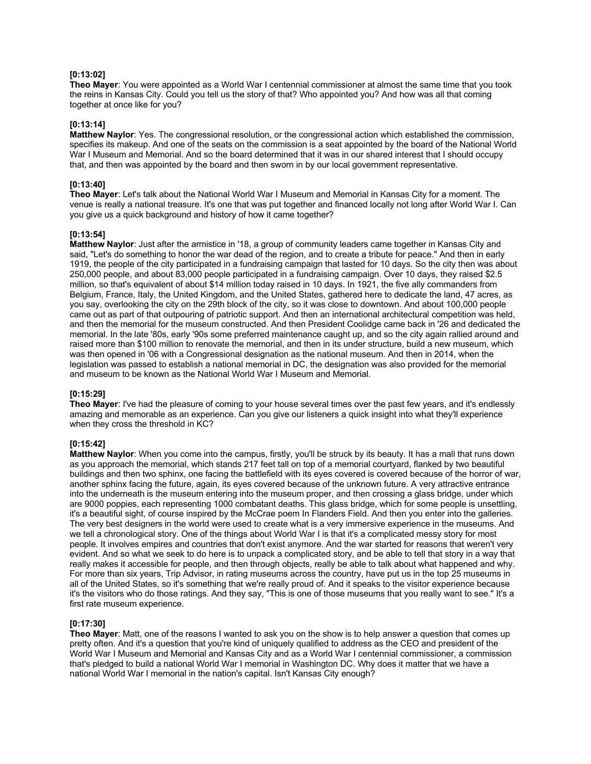**[0:13:02]**
**Theo Mayer**: You were appointed as a World War I centennial commissioner at almost the same time that you took the reins in Kansas City. Could you tell us the story of that? Who appointed you? And how was all that coming together at once like for you?

**[0:13:14]**
**Matthew Naylor**: Yes. The congressional resolution, or the congressional action which established the commission, specifies its makeup. And one of the seats on the commission is a seat appointed by the board of the National World War I Museum and Memorial. And so the board determined that it was in our shared interest that I should occupy that, and then was appointed by the board and then sworn in by our local government representative.

**[0:13:40]**
**Theo Mayer**: Let's talk about the National World War I Museum and Memorial in Kansas City for a moment. The venue is really a national treasure. It's one that was put together and financed locally not long after World War I. Can you give us a quick background and history of how it came together?

**[0:13:54]**
**Matthew Naylor**: Just after the armistice in '18, a group of community leaders came together in Kansas City and said, "Let's do something to honor the war dead of the region, and to create a tribute for peace." And then in early 1919, the people of the city participated in a fundraising campaign that lasted for 10 days. So the city then was about 250,000 people, and about 83,000 people participated in a fundraising campaign. Over 10 days, they raised $2.5 million, so that's equivalent of about $14 million today raised in 10 days. In 1921, the five ally commanders from Belgium, France, Italy, the United Kingdom, and the United States, gathered here to dedicate the land, 47 acres, as you say, overlooking the city on the 29th block of the city, so it was close to downtown. And about 100,000 people came out as part of that outpouring of patriotic support. And then an international architectural competition was held, and then the memorial for the museum constructed. And then President Coolidge came back in '26 and dedicated the memorial. In the late '80s, early '90s some preferred maintenance caught up, and so the city again rallied around and raised more than $100 million to renovate the memorial, and then in its under structure, build a new museum, which was then opened in '06 with a Congressional designation as the national museum. And then in 2014, when the legislation was passed to establish a national memorial in DC, the designation was also provided for the memorial and museum to be known as the National World War I Museum and Memorial.

**[0:15:29]**
**Theo Mayer**: I've had the pleasure of coming to your house several times over the past few years, and it's endlessly amazing and memorable as an experience. Can you give our listeners a quick insight into what they'll experience when they cross the threshold in KC?

**[0:15:42]**
**Matthew Naylor**: When you come into the campus, firstly, you'll be struck by its beauty. It has a mall that runs down as you approach the memorial, which stands 217 feet tall on top of a memorial courtyard, flanked by two beautiful buildings and then two sphinx, one facing the battlefield with its eyes covered is covered because of the horror of war, another sphinx facing the future, again, its eyes covered because of the unknown future. A very attractive entrance into the underneath is the museum entering into the museum proper, and then crossing a glass bridge, under which are 9000 poppies, each representing 1000 combatant deaths. This glass bridge, which for some people is unsettling, it's a beautiful sight, of course inspired by the McCrae poem In Flanders Field. And then you enter into the galleries. The very best designers in the world were used to create what is a very immersive experience in the museums. And we tell a chronological story. One of the things about World War I is that it's a complicated messy story for most people. It involves empires and countries that don't exist anymore. And the war started for reasons that weren't very evident. And so what we seek to do here is to unpack a complicated story, and be able to tell that story in a way that really makes it accessible for people, and then through objects, really be able to talk about what happened and why. For more than six years, Trip Advisor, in rating museums across the country, have put us in the top 25 museums in all of the United States, so it's something that we're really proud of. And it speaks to the visitor experience because it's the visitors who do those ratings. And they say, "This is one of those museums that you really want to see." It's a first rate museum experience.

**[0:17:30]**
**Theo Mayer**: Matt, one of the reasons I wanted to ask you on the show is to help answer a question that comes up pretty often. And it's a question that you're kind of uniquely qualified to address as the CEO and president of the World War I Museum and Memorial and Kansas City and as a World War I centennial commissioner, a commission that's pledged to build a national World War I memorial in Washington DC. Why does it matter that we have a national World War I memorial in the nation's capital. Isn't Kansas City enough?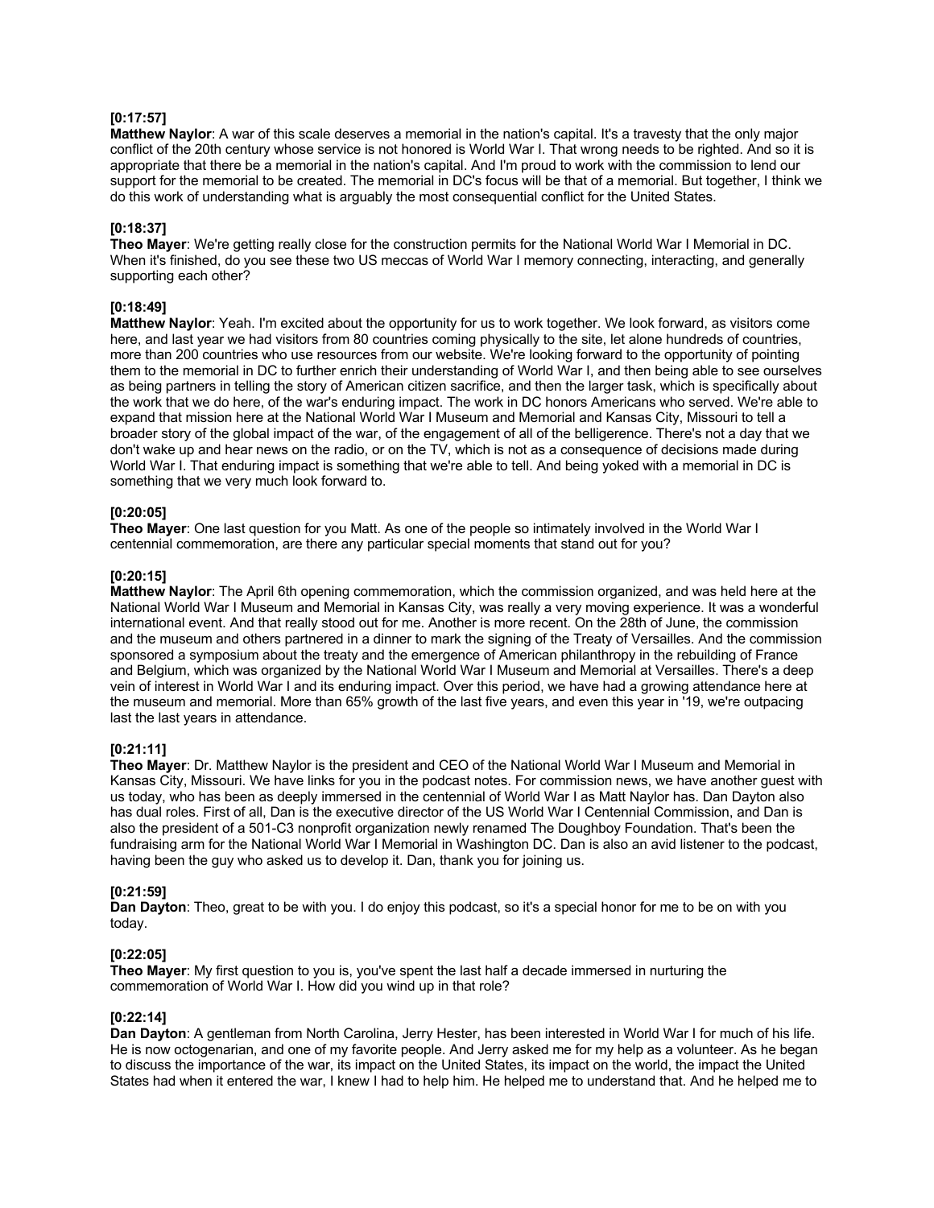**[0:17:57]**
**Matthew Naylor**: A war of this scale deserves a memorial in the nation's capital. It's a travesty that the only major conflict of the 20th century whose service is not honored is World War I. That wrong needs to be righted. And so it is appropriate that there be a memorial in the nation's capital. And I'm proud to work with the commission to lend our support for the memorial to be created. The memorial in DC's focus will be that of a memorial. But together, I think we do this work of understanding what is arguably the most consequential conflict for the United States.

**[0:18:37]**
**Theo Mayer**: We're getting really close for the construction permits for the National World War I Memorial in DC. When it's finished, do you see these two US meccas of World War I memory connecting, interacting, and generally supporting each other?

**[0:18:49]**
**Matthew Naylor**: Yeah. I'm excited about the opportunity for us to work together. We look forward, as visitors come here, and last year we had visitors from 80 countries coming physically to the site, let alone hundreds of countries, more than 200 countries who use resources from our website. We're looking forward to the opportunity of pointing them to the memorial in DC to further enrich their understanding of World War I, and then being able to see ourselves as being partners in telling the story of American citizen sacrifice, and then the larger task, which is specifically about the work that we do here, of the war's enduring impact. The work in DC honors Americans who served. We're able to expand that mission here at the National World War I Museum and Memorial and Kansas City, Missouri to tell a broader story of the global impact of the war, of the engagement of all of the belligerence. There's not a day that we don't wake up and hear news on the radio, or on the TV, which is not as a consequence of decisions made during World War I. That enduring impact is something that we're able to tell. And being yoked with a memorial in DC is something that we very much look forward to.

**[0:20:05]**
**Theo Mayer**: One last question for you Matt. As one of the people so intimately involved in the World War I centennial commemoration, are there any particular special moments that stand out for you?

**[0:20:15]**
**Matthew Naylor**: The April 6th opening commemoration, which the commission organized, and was held here at the National World War I Museum and Memorial in Kansas City, was really a very moving experience. It was a wonderful international event. And that really stood out for me. Another is more recent. On the 28th of June, the commission and the museum and others partnered in a dinner to mark the signing of the Treaty of Versailles. And the commission sponsored a symposium about the treaty and the emergence of American philanthropy in the rebuilding of France and Belgium, which was organized by the National World War I Museum and Memorial at Versailles. There's a deep vein of interest in World War I and its enduring impact. Over this period, we have had a growing attendance here at the museum and memorial. More than 65% growth of the last five years, and even this year in '19, we're outpacing last the last years in attendance.

**[0:21:11]**
**Theo Mayer**: Dr. Matthew Naylor is the president and CEO of the National World War I Museum and Memorial in Kansas City, Missouri. We have links for you in the podcast notes. For commission news, we have another guest with us today, who has been as deeply immersed in the centennial of World War I as Matt Naylor has. Dan Dayton also has dual roles. First of all, Dan is the executive director of the US World War I Centennial Commission, and Dan is also the president of a 501-C3 nonprofit organization newly renamed The Doughboy Foundation. That's been the fundraising arm for the National World War I Memorial in Washington DC. Dan is also an avid listener to the podcast, having been the guy who asked us to develop it. Dan, thank you for joining us.

**[0:21:59]**
**Dan Dayton**: Theo, great to be with you. I do enjoy this podcast, so it's a special honor for me to be on with you today.

**[0:22:05]**
**Theo Mayer**: My first question to you is, you've spent the last half a decade immersed in nurturing the commemoration of World War I. How did you wind up in that role?

**[0:22:14]**
**Dan Dayton**: A gentleman from North Carolina, Jerry Hester, has been interested in World War I for much of his life. He is now octogenarian, and one of my favorite people. And Jerry asked me for my help as a volunteer. As he began to discuss the importance of the war, its impact on the United States, its impact on the world, the impact the United States had when it entered the war, I knew I had to help him. He helped me to understand that. And he helped me to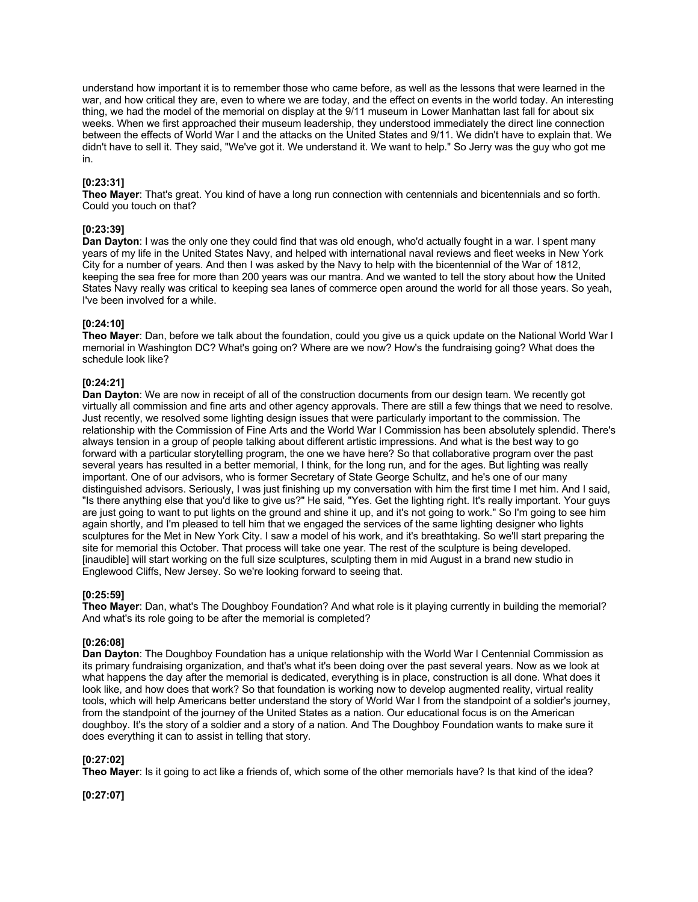understand how important it is to remember those who came before, as well as the lessons that were learned in the war, and how critical they are, even to where we are today, and the effect on events in the world today. An interesting thing, we had the model of the memorial on display at the 9/11 museum in Lower Manhattan last fall for about six weeks. When we first approached their museum leadership, they understood immediately the direct line connection between the effects of World War I and the attacks on the United States and 9/11. We didn't have to explain that. We didn't have to sell it. They said, "We've got it. We understand it. We want to help." So Jerry was the guy who got me in.

**[0:23:31]**
**Theo Mayer**: That's great. You kind of have a long run connection with centennials and bicentennials and so forth. Could you touch on that?

**[0:23:39]**
**Dan Dayton**: I was the only one they could find that was old enough, who'd actually fought in a war. I spent many years of my life in the United States Navy, and helped with international naval reviews and fleet weeks in New York City for a number of years. And then I was asked by the Navy to help with the bicentennial of the War of 1812, keeping the sea free for more than 200 years was our mantra. And we wanted to tell the story about how the United States Navy really was critical to keeping sea lanes of commerce open around the world for all those years. So yeah, I've been involved for a while.

**[0:24:10]**
**Theo Mayer**: Dan, before we talk about the foundation, could you give us a quick update on the National World War I memorial in Washington DC? What's going on? Where are we now? How's the fundraising going? What does the schedule look like?

**[0:24:21]**
**Dan Dayton**: We are now in receipt of all of the construction documents from our design team. We recently got virtually all commission and fine arts and other agency approvals. There are still a few things that we need to resolve. Just recently, we resolved some lighting design issues that were particularly important to the commission. The relationship with the Commission of Fine Arts and the World War I Commission has been absolutely splendid. There's always tension in a group of people talking about different artistic impressions. And what is the best way to go forward with a particular storytelling program, the one we have here? So that collaborative program over the past several years has resulted in a better memorial, I think, for the long run, and for the ages. But lighting was really important. One of our advisors, who is former Secretary of State George Schultz, and he's one of our many distinguished advisors. Seriously, I was just finishing up my conversation with him the first time I met him. And I said, "Is there anything else that you'd like to give us?" He said, "Yes. Get the lighting right. It's really important. Your guys are just going to want to put lights on the ground and shine it up, and it's not going to work." So I'm going to see him again shortly, and I'm pleased to tell him that we engaged the services of the same lighting designer who lights sculptures for the Met in New York City. I saw a model of his work, and it's breathtaking. So we'll start preparing the site for memorial this October. That process will take one year. The rest of the sculpture is being developed. [inaudible] will start working on the full size sculptures, sculpting them in mid August in a brand new studio in Englewood Cliffs, New Jersey. So we're looking forward to seeing that.

**[0:25:59]**
**Theo Mayer**: Dan, what's The Doughboy Foundation? And what role is it playing currently in building the memorial? And what's its role going to be after the memorial is completed?

**[0:26:08]**
**Dan Dayton**: The Doughboy Foundation has a unique relationship with the World War I Centennial Commission as its primary fundraising organization, and that's what it's been doing over the past several years. Now as we look at what happens the day after the memorial is dedicated, everything is in place, construction is all done. What does it look like, and how does that work? So that foundation is working now to develop augmented reality, virtual reality tools, which will help Americans better understand the story of World War I from the standpoint of a soldier's journey, from the standpoint of the journey of the United States as a nation. Our educational focus is on the American doughboy. It's the story of a soldier and a story of a nation. And The Doughboy Foundation wants to make sure it does everything it can to assist in telling that story.

**[0:27:02]**
**Theo Mayer**: Is it going to act like a friends of, which some of the other memorials have? Is that kind of the idea?

**[0:27:07]**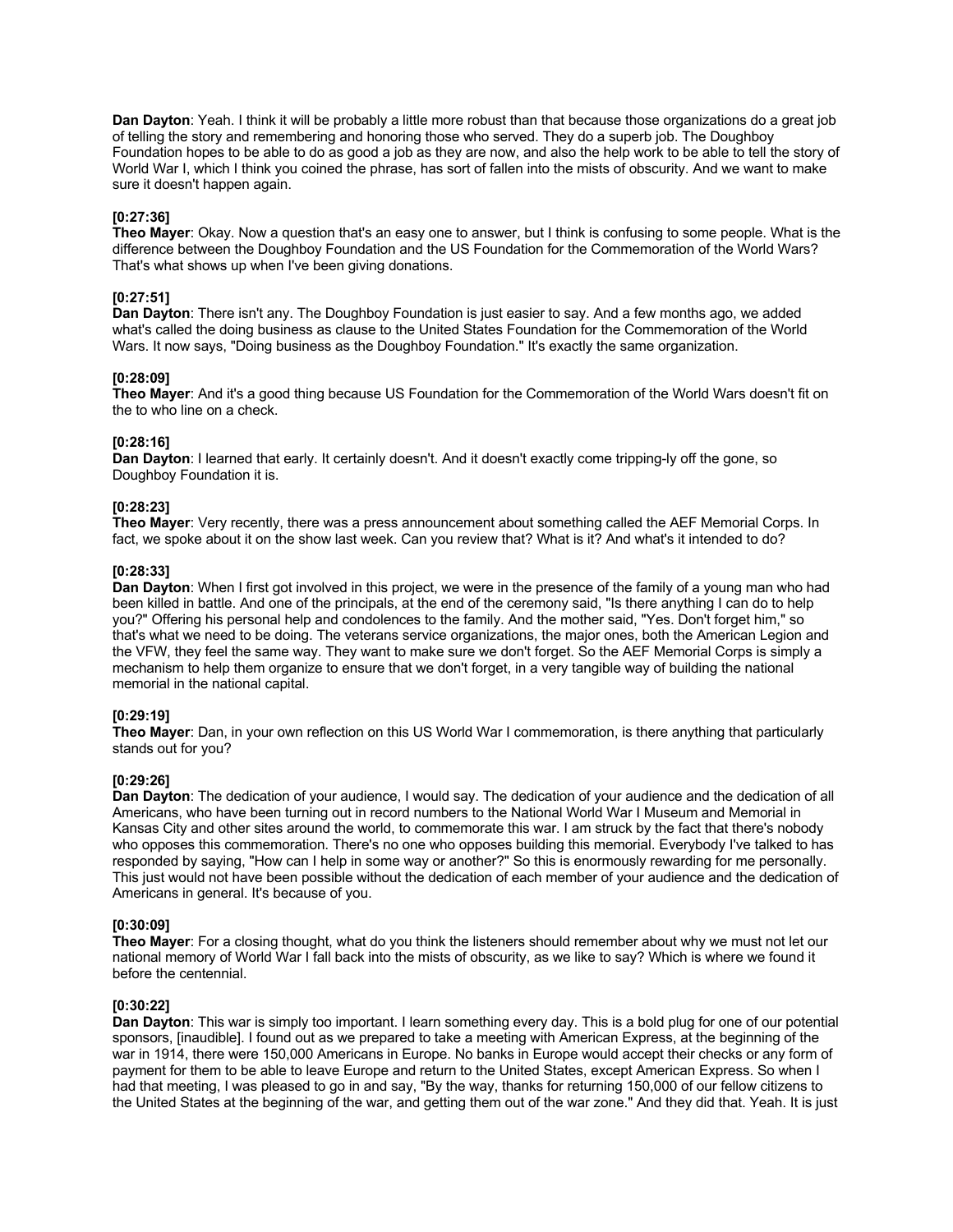**Dan Dayton**: Yeah. I think it will be probably a little more robust than that because those organizations do a great job of telling the story and remembering and honoring those who served. They do a superb job. The Doughboy Foundation hopes to be able to do as good a job as they are now, and also the help work to be able to tell the story of World War I, which I think you coined the phrase, has sort of fallen into the mists of obscurity. And we want to make sure it doesn't happen again.

**[0:27:36]**
**Theo Mayer**: Okay. Now a question that's an easy one to answer, but I think is confusing to some people. What is the difference between the Doughboy Foundation and the US Foundation for the Commemoration of the World Wars? That's what shows up when I've been giving donations.

**[0:27:51]**
**Dan Dayton**: There isn't any. The Doughboy Foundation is just easier to say. And a few months ago, we added what's called the doing business as clause to the United States Foundation for the Commemoration of the World Wars. It now says, "Doing business as the Doughboy Foundation." It's exactly the same organization.

**[0:28:09]**
**Theo Mayer**: And it's a good thing because US Foundation for the Commemoration of the World Wars doesn't fit on the to who line on a check.

**[0:28:16]**
**Dan Dayton**: I learned that early. It certainly doesn't. And it doesn't exactly come tripping-ly off the gone, so Doughboy Foundation it is.

**[0:28:23]**
**Theo Mayer**: Very recently, there was a press announcement about something called the AEF Memorial Corps. In fact, we spoke about it on the show last week. Can you review that? What is it? And what's it intended to do?

**[0:28:33]**
**Dan Dayton**: When I first got involved in this project, we were in the presence of the family of a young man who had been killed in battle. And one of the principals, at the end of the ceremony said, "Is there anything I can do to help you?" Offering his personal help and condolences to the family. And the mother said, "Yes. Don't forget him," so that's what we need to be doing. The veterans service organizations, the major ones, both the American Legion and the VFW, they feel the same way. They want to make sure we don't forget. So the AEF Memorial Corps is simply a mechanism to help them organize to ensure that we don't forget, in a very tangible way of building the national memorial in the national capital.

**[0:29:19]**
**Theo Mayer**: Dan, in your own reflection on this US World War I commemoration, is there anything that particularly stands out for you?

**[0:29:26]**
**Dan Dayton**: The dedication of your audience, I would say. The dedication of your audience and the dedication of all Americans, who have been turning out in record numbers to the National World War I Museum and Memorial in Kansas City and other sites around the world, to commemorate this war. I am struck by the fact that there's nobody who opposes this commemoration. There's no one who opposes building this memorial. Everybody I've talked to has responded by saying, "How can I help in some way or another?" So this is enormously rewarding for me personally. This just would not have been possible without the dedication of each member of your audience and the dedication of Americans in general. It's because of you.

**[0:30:09]**
**Theo Mayer**: For a closing thought, what do you think the listeners should remember about why we must not let our national memory of World War I fall back into the mists of obscurity, as we like to say? Which is where we found it before the centennial.

**[0:30:22]**
**Dan Dayton**: This war is simply too important. I learn something every day. This is a bold plug for one of our potential sponsors, [inaudible]. I found out as we prepared to take a meeting with American Express, at the beginning of the war in 1914, there were 150,000 Americans in Europe. No banks in Europe would accept their checks or any form of payment for them to be able to leave Europe and return to the United States, except American Express. So when I had that meeting, I was pleased to go in and say, "By the way, thanks for returning 150,000 of our fellow citizens to the United States at the beginning of the war, and getting them out of the war zone." And they did that. Yeah. It is just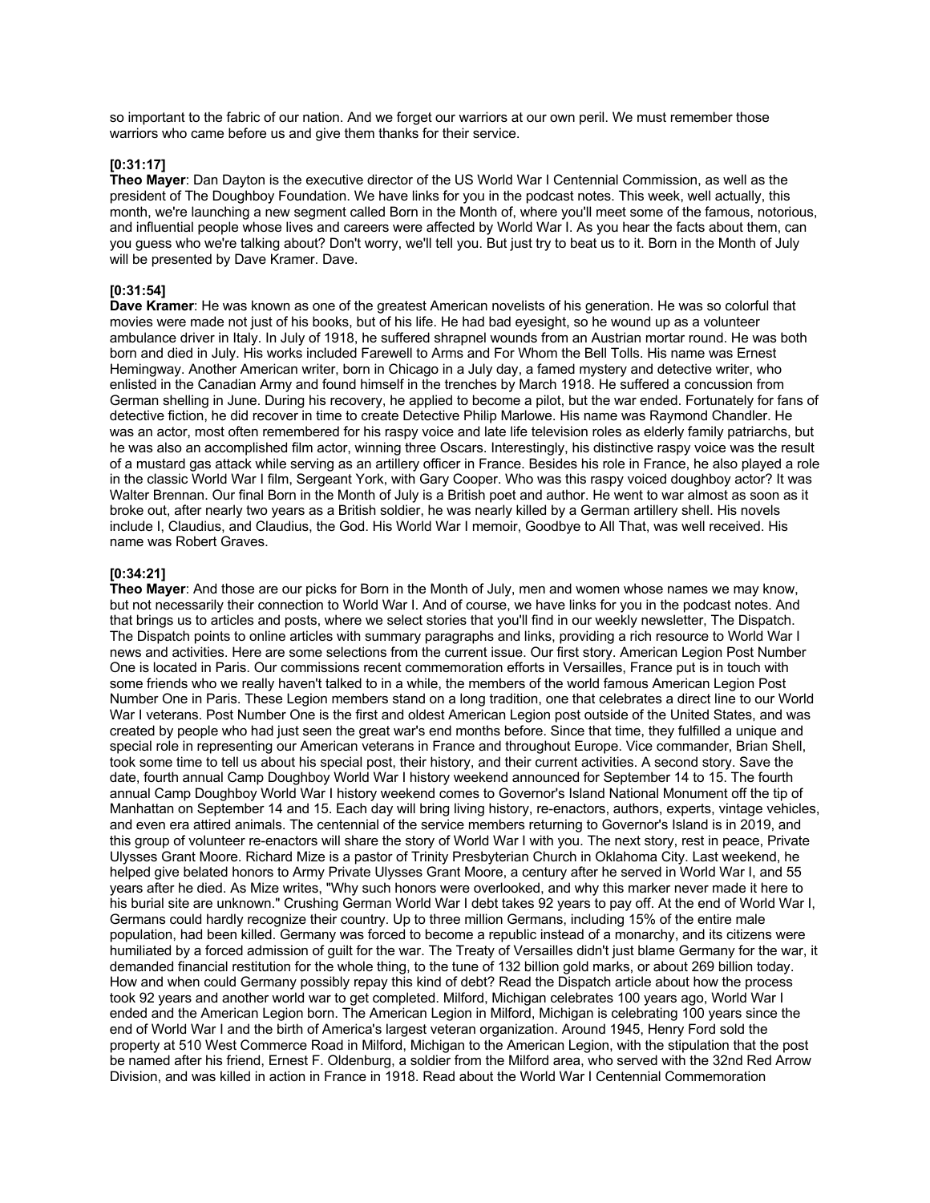so important to the fabric of our nation. And we forget our warriors at our own peril. We must remember those warriors who came before us and give them thanks for their service.

**[0:31:17]**
**Theo Mayer**: Dan Dayton is the executive director of the US World War I Centennial Commission, as well as the president of The Doughboy Foundation. We have links for you in the podcast notes. This week, well actually, this month, we're launching a new segment called Born in the Month of, where you'll meet some of the famous, notorious, and influential people whose lives and careers were affected by World War I. As you hear the facts about them, can you guess who we're talking about? Don't worry, we'll tell you. But just try to beat us to it. Born in the Month of July will be presented by Dave Kramer. Dave.

**[0:31:54]**
**Dave Kramer**: He was known as one of the greatest American novelists of his generation. He was so colorful that movies were made not just of his books, but of his life. He had bad eyesight, so he wound up as a volunteer ambulance driver in Italy. In July of 1918, he suffered shrapnel wounds from an Austrian mortar round. He was both born and died in July. His works included Farewell to Arms and For Whom the Bell Tolls. His name was Ernest Hemingway. Another American writer, born in Chicago in a July day, a famed mystery and detective writer, who enlisted in the Canadian Army and found himself in the trenches by March 1918. He suffered a concussion from German shelling in June. During his recovery, he applied to become a pilot, but the war ended. Fortunately for fans of detective fiction, he did recover in time to create Detective Philip Marlowe. His name was Raymond Chandler. He was an actor, most often remembered for his raspy voice and late life television roles as elderly family patriarchs, but he was also an accomplished film actor, winning three Oscars. Interestingly, his distinctive raspy voice was the result of a mustard gas attack while serving as an artillery officer in France. Besides his role in France, he also played a role in the classic World War I film, Sergeant York, with Gary Cooper. Who was this raspy voiced doughboy actor? It was Walter Brennan. Our final Born in the Month of July is a British poet and author. He went to war almost as soon as it broke out, after nearly two years as a British soldier, he was nearly killed by a German artillery shell. His novels include I, Claudius, and Claudius, the God. His World War I memoir, Goodbye to All That, was well received. His name was Robert Graves.

**[0:34:21]**
**Theo Mayer**: And those are our picks for Born in the Month of July, men and women whose names we may know, but not necessarily their connection to World War I. And of course, we have links for you in the podcast notes. And that brings us to articles and posts, where we select stories that you'll find in our weekly newsletter, The Dispatch. The Dispatch points to online articles with summary paragraphs and links, providing a rich resource to World War I news and activities. Here are some selections from the current issue. Our first story. American Legion Post Number One is located in Paris. Our commissions recent commemoration efforts in Versailles, France put is in touch with some friends who we really haven't talked to in a while, the members of the world famous American Legion Post Number One in Paris. These Legion members stand on a long tradition, one that celebrates a direct line to our World War I veterans. Post Number One is the first and oldest American Legion post outside of the United States, and was created by people who had just seen the great war's end months before. Since that time, they fulfilled a unique and special role in representing our American veterans in France and throughout Europe. Vice commander, Brian Shell, took some time to tell us about his special post, their history, and their current activities. A second story. Save the date, fourth annual Camp Doughboy World War I history weekend announced for September 14 to 15. The fourth annual Camp Doughboy World War I history weekend comes to Governor's Island National Monument off the tip of Manhattan on September 14 and 15. Each day will bring living history, re-enactors, authors, experts, vintage vehicles, and even era attired animals. The centennial of the service members returning to Governor's Island is in 2019, and this group of volunteer re-enactors will share the story of World War I with you. The next story, rest in peace, Private Ulysses Grant Moore. Richard Mize is a pastor of Trinity Presbyterian Church in Oklahoma City. Last weekend, he helped give belated honors to Army Private Ulysses Grant Moore, a century after he served in World War I, and 55 years after he died. As Mize writes, "Why such honors were overlooked, and why this marker never made it here to his burial site are unknown." Crushing German World War I debt takes 92 years to pay off. At the end of World War I, Germans could hardly recognize their country. Up to three million Germans, including 15% of the entire male population, had been killed. Germany was forced to become a republic instead of a monarchy, and its citizens were humiliated by a forced admission of guilt for the war. The Treaty of Versailles didn't just blame Germany for the war, it demanded financial restitution for the whole thing, to the tune of 132 billion gold marks, or about 269 billion today. How and when could Germany possibly repay this kind of debt? Read the Dispatch article about how the process took 92 years and another world war to get completed. Milford, Michigan celebrates 100 years ago, World War I ended and the American Legion born. The American Legion in Milford, Michigan is celebrating 100 years since the end of World War I and the birth of America's largest veteran organization. Around 1945, Henry Ford sold the property at 510 West Commerce Road in Milford, Michigan to the American Legion, with the stipulation that the post be named after his friend, Ernest F. Oldenburg, a soldier from the Milford area, who served with the 32nd Red Arrow Division, and was killed in action in France in 1918. Read about the World War I Centennial Commemoration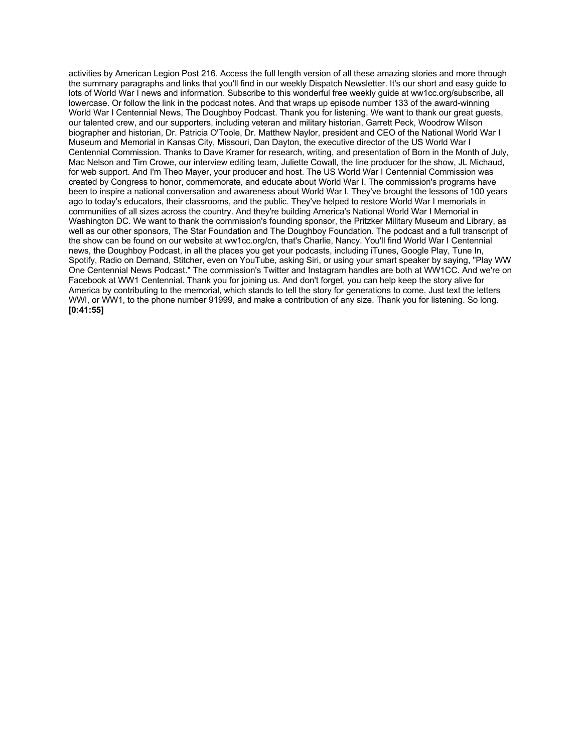activities by American Legion Post 216. Access the full length version of all these amazing stories and more through the summary paragraphs and links that you'll find in our weekly Dispatch Newsletter. It's our short and easy guide to lots of World War I news and information. Subscribe to this wonderful free weekly guide at ww1cc.org/subscribe, all lowercase. Or follow the link in the podcast notes. And that wraps up episode number 133 of the award-winning World War I Centennial News, The Doughboy Podcast. Thank you for listening. We want to thank our great guests, our talented crew, and our supporters, including veteran and military historian, Garrett Peck, Woodrow Wilson biographer and historian, Dr. Patricia O'Toole, Dr. Matthew Naylor, president and CEO of the National World War I Museum and Memorial in Kansas City, Missouri, Dan Dayton, the executive director of the US World War I Centennial Commission. Thanks to Dave Kramer for research, writing, and presentation of Born in the Month of July, Mac Nelson and Tim Crowe, our interview editing team, Juliette Cowall, the line producer for the show, JL Michaud, for web support. And I'm Theo Mayer, your producer and host. The US World War I Centennial Commission was created by Congress to honor, commemorate, and educate about World War I. The commission's programs have been to inspire a national conversation and awareness about World War I. They've brought the lessons of 100 years ago to today's educators, their classrooms, and the public. They've helped to restore World War I memorials in communities of all sizes across the country. And they're building America's National World War I Memorial in Washington DC. We want to thank the commission's founding sponsor, the Pritzker Military Museum and Library, as well as our other sponsors, The Star Foundation and The Doughboy Foundation. The podcast and a full transcript of the show can be found on our website at ww1cc.org/cn, that's Charlie, Nancy. You'll find World War I Centennial news, the Doughboy Podcast, in all the places you get your podcasts, including iTunes, Google Play, Tune In, Spotify, Radio on Demand, Stitcher, even on YouTube, asking Siri, or using your smart speaker by saying, "Play WW One Centennial News Podcast." The commission's Twitter and Instagram handles are both at WW1CC. And we're on Facebook at WW1 Centennial. Thank you for joining us. And don't forget, you can help keep the story alive for America by contributing to the memorial, which stands to tell the story for generations to come. Just text the letters WWI, or WW1, to the phone number 91999, and make a contribution of any size. Thank you for listening. So long.
**[0:41:55]**